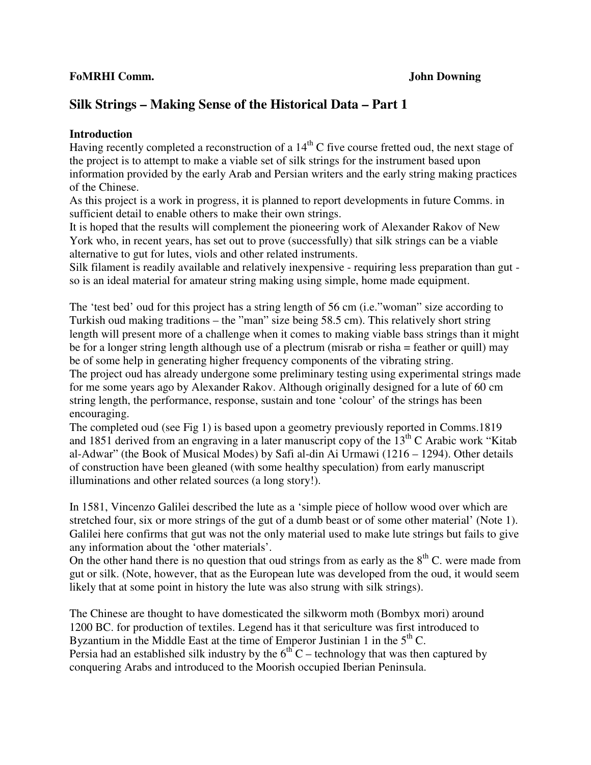**FoMRHI Comm. John Downing**

# Silk Strings – Making Sense of the Historical Data – Part 1

## Introduction

Having recently completed a reconstruction of a 14th C five course fretted oud, the next stage of the project is to attempt to make a viable set of silk strings for the instrument based upon information provided by the early Arab and Persian writers and the early string making practices of the Chinese.

As this project is a work in progress, it is planned to report developments in future Comms. in sufficient detail to enable others to make their own strings.

It is hoped that the results will complement the pioneering work of Alexander Rakov of New York who, in recent years, has set out to prove (successfully) that silk strings can be a viable alternative to gut for lutes, viols and other related instruments.

Silk filament is readily available and relatively inexpensive - requiring less preparation than gut - so is an ideal material for amateur string making using simple, home made equipment.

The 'test bed' oud for this project has a string length of 56 cm (i.e."woman" size according to Turkish oud making traditions – the "man" size being 58.5 cm). This relatively short string length will present more of a challenge when it comes to making viable bass strings than it might be for a longer string length although use of a plectrum (misrab or risha = feather or quill) may be of some help in generating higher frequency components of the vibrating string.

The project oud has already undergone some preliminary testing using experimental strings made for me some years ago by Alexander Rakov. Although originally designed for a lute of 60 cm string length, the performance, response, sustain and tone 'colour' of the strings has been encouraging.

The completed oud (see Fig 1) is based upon a geometry previously reported in Comms.1819 and 1851 derived from an engraving in a later manuscript copy of the 13th C Arabic work "Kitab al-Adwar" (the Book of Musical Modes) by Safi al-din Ai Urmawi (1216 – 1294). Other details of construction have been gleaned (with some healthy speculation) from early manuscript illuminations and other related sources (a long story!).

In 1581, Vincenzo Galilei described the lute as a 'simple piece of hollow wood over which are stretched four, six or more strings of the gut of a dumb beast or of some other material' (Note 1). Galilei here confirms that gut was not the only material used to make lute strings but fails to give any information about the 'other materials'.

On the other hand there is no question that oud strings from as early as the 8th C. were made from gut or silk. (Note, however, that as the European lute was developed from the oud, it would seem likely that at some point in history the lute was also strung with silk strings).

The Chinese are thought to have domesticated the silkworm moth (Bombyx mori) around 1200 BC. for production of textiles. Legend has it that sericulture was first introduced to Byzantium in the Middle East at the time of Emperor Justinian 1 in the 5th C.

Persia had an established silk industry by the 6th C – technology that was then captured by conquering Arabs and introduced to the Moorish occupied Iberian Peninsula.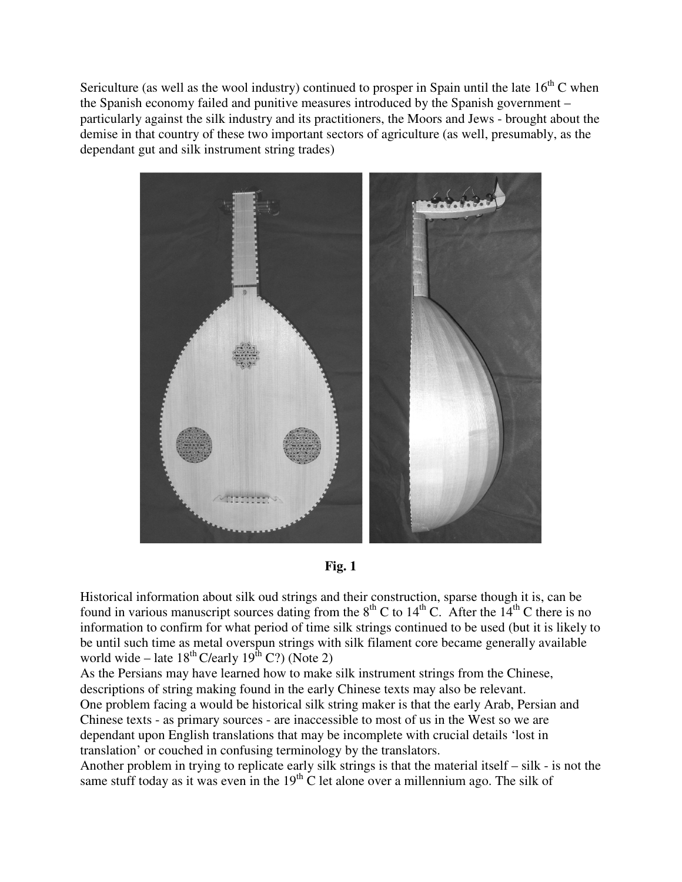Sericulture (as well as the wool industry) continued to prosper in Spain until the late 16th C when the Spanish economy failed and punitive measures introduced by the Spanish government – particularly against the silk industry and its practitioners, the Moors and Jews - brought about the demise in that country of these two important sectors of agriculture (as well, presumably, as the dependant gut and silk instrument string trades)

**Fig. 1**

Historical information about silk oud strings and their construction, sparse though it is, can be found in various manuscript sources dating from the 8th C to 14th C. After the 14th C there is no information to confirm for what period of time silk strings continued to be used (but it is likely to be until such time as metal overspun strings with silk filament core became generally available world wide – late 18th C/early 19th C?) (Note 2)

As the Persians may have learned how to make silk instrument strings from the Chinese, descriptions of string making found in the early Chinese texts may also be relevant.

One problem facing a would be historical silk string maker is that the early Arab, Persian and Chinese texts - as primary sources - are inaccessible to most of us in the West so we are dependant upon English translations that may be incomplete with crucial details 'lost in translation' or couched in confusing terminology by the translators.

Another problem in trying to replicate early silk strings is that the material itself – silk - is not the same stuff today as it was even in the 19th C let alone over a millennium ago. The silk of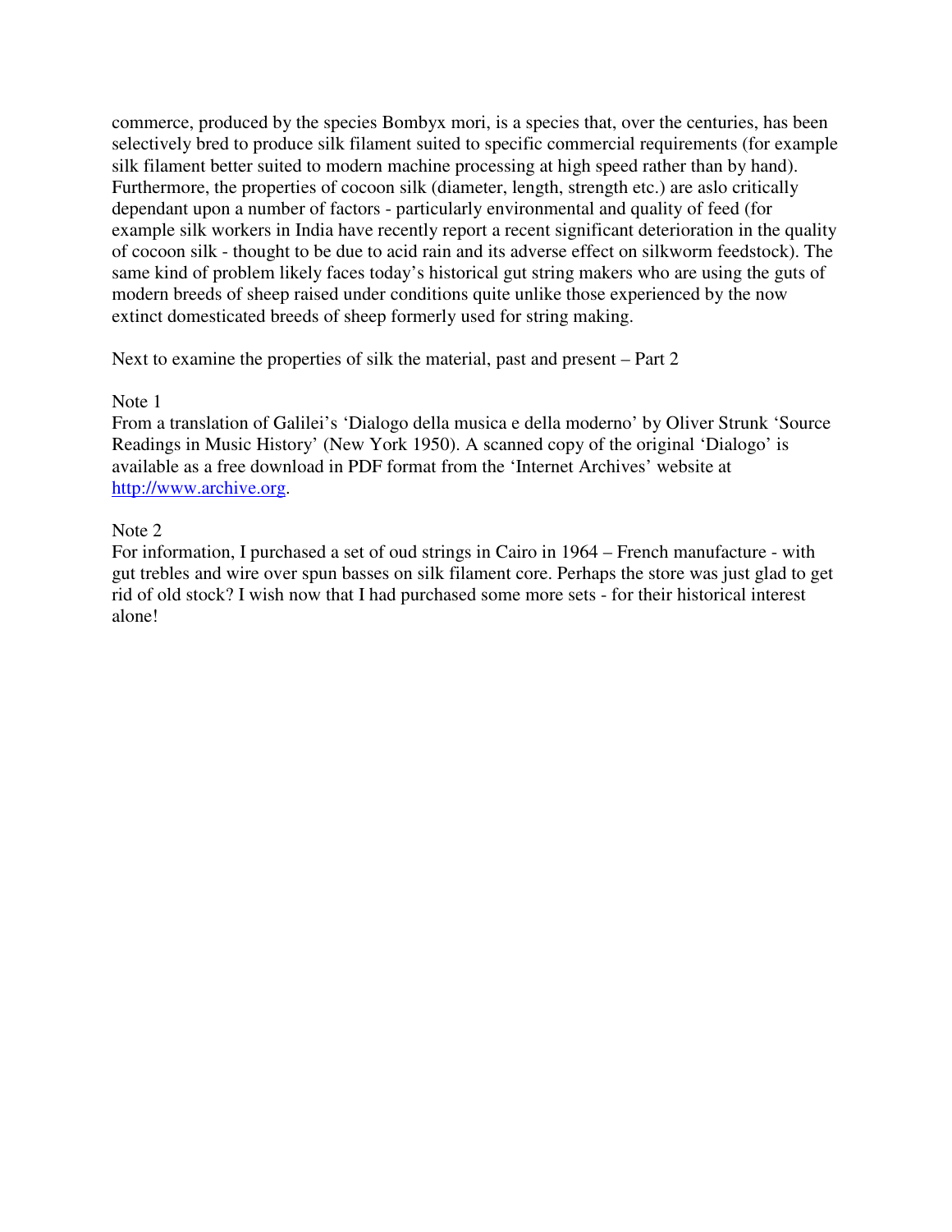commerce, produced by the species Bombyx mori, is a species that, over the centuries, has been selectively bred to produce silk filament suited to specific commercial requirements (for example silk filament better suited to modern machine processing at high speed rather than by hand). Furthermore, the properties of cocoon silk (diameter, length, strength etc.) are aslo critically dependant upon a number of factors - particularly environmental and quality of feed (for example silk workers in India have recently report a recent significant deterioration in the quality of cocoon silk - thought to be due to acid rain and its adverse effect on silkworm feedstock). The same kind of problem likely faces today's historical gut string makers who are using the guts of modern breeds of sheep raised under conditions quite unlike those experienced by the now extinct domesticated breeds of sheep formerly used for string making.

Next to examine the properties of silk the material, past and present – Part 2

Note 1
From a translation of Galilei's 'Dialogo della musica e della moderno' by Oliver Strunk 'Source Readings in Music History' (New York 1950). A scanned copy of the original 'Dialogo' is available as a free download in PDF format from the 'Internet Archives' website at http://www.archive.org.

Note 2
For information, I purchased a set of oud strings in Cairo in 1964 – French manufacture - with gut trebles and wire over spun basses on silk filament core. Perhaps the store was just glad to get rid of old stock? I wish now that I had purchased some more sets - for their historical interest alone!